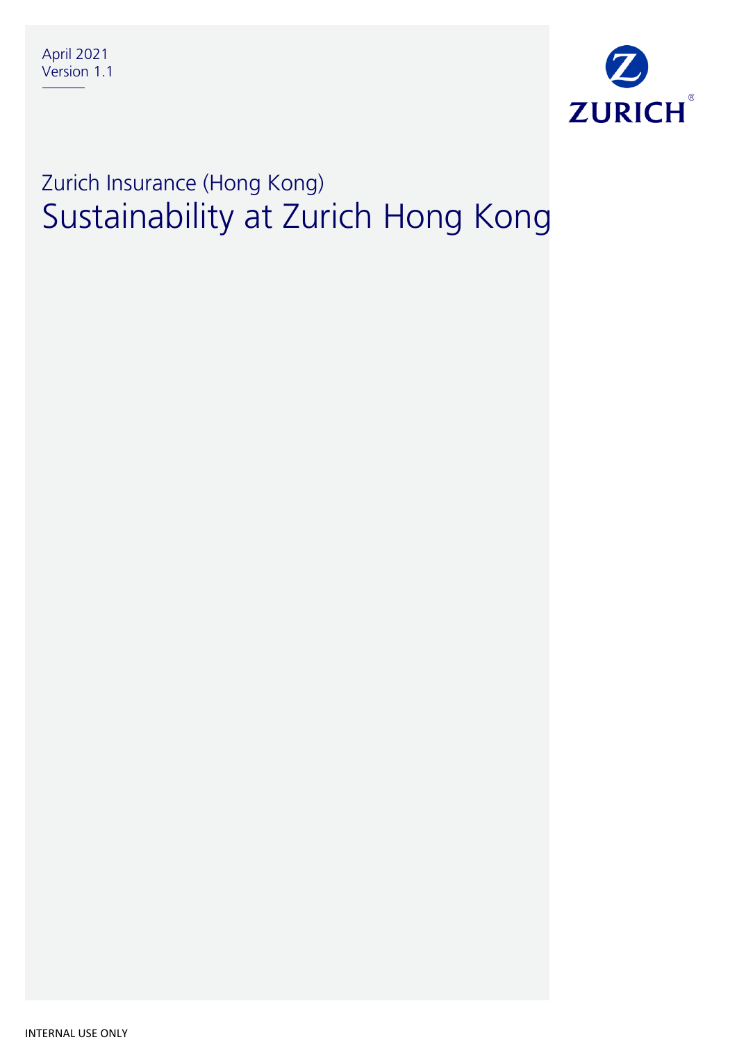April 2021
Version 1.1

ZURICH

Zurich Insurance (Hong Kong)

# Sustainability at Zurich Hong Kong

INTERNAL USE ONLY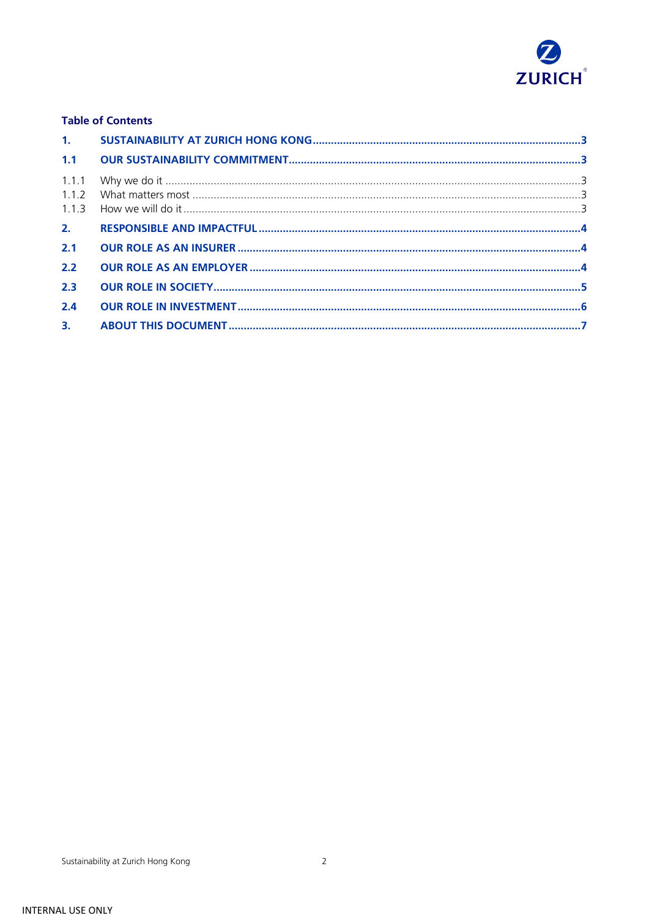**Table of Contents**

| | | |
|---|---|---|
| **1.** | **SUSTAINABILITY AT ZURICH HONG KONG** | **3** |
| **1.1** | **OUR SUSTAINABILITY COMMITMENT** | **3** |
| 1.1.1 | Why we do it | 3 |
| 1.1.2 | What matters most | 3 |
| 1.1.3 | How we will do it | 3 |
| **2.** | **RESPONSIBLE AND IMPACTFUL** | **4** |
| **2.1** | **OUR ROLE AS AN INSURER** | **4** |
| **2.2** | **OUR ROLE AS AN EMPLOYER** | **4** |
| **2.3** | **OUR ROLE IN SOCIETY** | **5** |
| **2.4** | **OUR ROLE IN INVESTMENT** | **6** |
| **3.** | **ABOUT THIS DOCUMENT** | **7** |

INTERNAL USE ONLY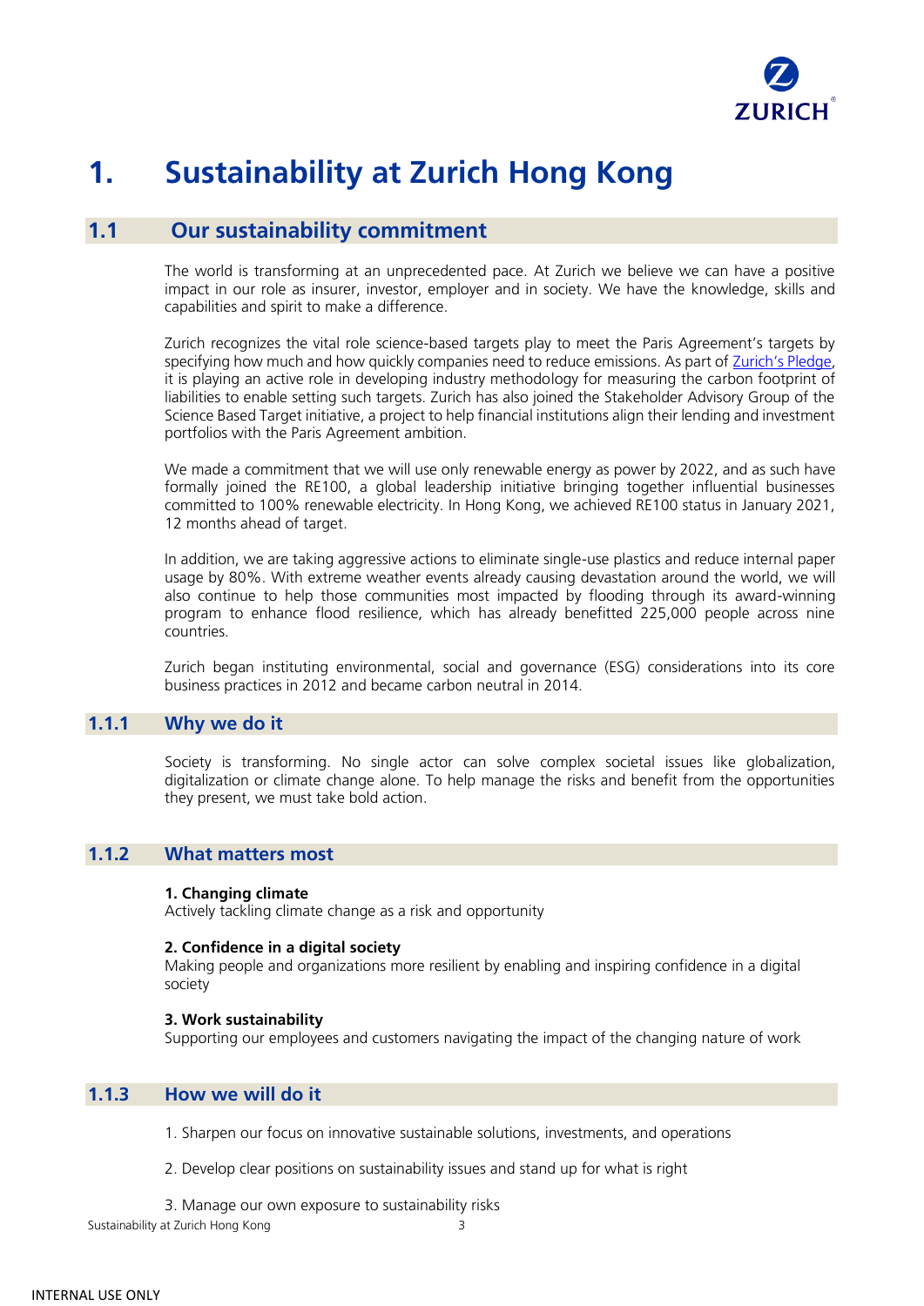# 1. Sustainability at Zurich Hong Kong

## 1.1 Our sustainability commitment

The world is transforming at an unprecedented pace. At Zurich we believe we can have a positive impact in our role as insurer, investor, employer and in society. We have the knowledge, skills and capabilities and spirit to make a difference.

Zurich recognizes the vital role science-based targets play to meet the Paris Agreement's targets by specifying how much and how quickly companies need to reduce emissions. As part of Zurich's Pledge, it is playing an active role in developing industry methodology for measuring the carbon footprint of liabilities to enable setting such targets. Zurich has also joined the Stakeholder Advisory Group of the Science Based Target initiative, a project to help financial institutions align their lending and investment portfolios with the Paris Agreement ambition.

We made a commitment that we will use only renewable energy as power by 2022, and as such have formally joined the RE100, a global leadership initiative bringing together influential businesses committed to 100% renewable electricity. In Hong Kong, we achieved RE100 status in January 2021, 12 months ahead of target.

In addition, we are taking aggressive actions to eliminate single-use plastics and reduce internal paper usage by 80%. With extreme weather events already causing devastation around the world, we will also continue to help those communities most impacted by flooding through its award-winning program to enhance flood resilience, which has already benefitted 225,000 people across nine countries.

Zurich began instituting environmental, social and governance (ESG) considerations into its core business practices in 2012 and became carbon neutral in 2014.

### 1.1.1 Why we do it

Society is transforming. No single actor can solve complex societal issues like globalization, digitalization or climate change alone. To help manage the risks and benefit from the opportunities they present, we must take bold action.

### 1.1.2 What matters most

**1. Changing climate**
Actively tackling climate change as a risk and opportunity

**2. Confidence in a digital society**
Making people and organizations more resilient by enabling and inspiring confidence in a digital society

**3. Work sustainability**
Supporting our employees and customers navigating the impact of the changing nature of work

### 1.1.3 How we will do it

1. Sharpen our focus on innovative sustainable solutions, investments, and operations

2. Develop clear positions on sustainability issues and stand up for what is right

3. Manage our own exposure to sustainability risks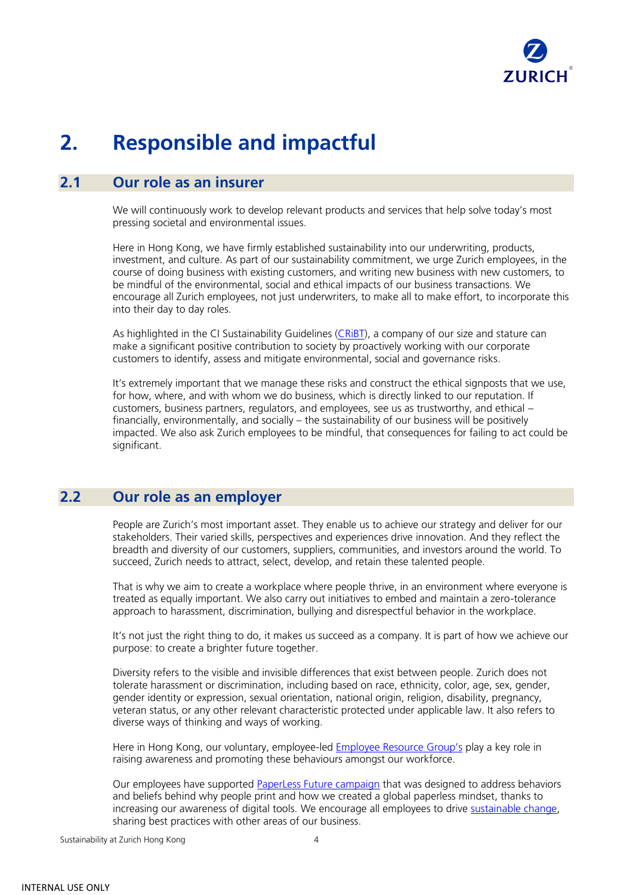# 2. Responsible and impactful

## 2.1 Our role as an insurer

We will continuously work to develop relevant products and services that help solve today's most pressing societal and environmental issues.

Here in Hong Kong, we have firmly established sustainability into our underwriting, products, investment, and culture. As part of our sustainability commitment, we urge Zurich employees, in the course of doing business with existing customers, and writing new business with new customers, to be mindful of the environmental, social and ethical impacts of our business transactions. We encourage all Zurich employees, not just underwriters, to make all to make effort, to incorporate this into their day to day roles.

As highlighted in the CI Sustainability Guidelines (CRiBT), a company of our size and stature can make a significant positive contribution to society by proactively working with our corporate customers to identify, assess and mitigate environmental, social and governance risks.

It's extremely important that we manage these risks and construct the ethical signposts that we use, for how, where, and with whom we do business, which is directly linked to our reputation. If customers, business partners, regulators, and employees, see us as trustworthy, and ethical – financially, environmentally, and socially – the sustainability of our business will be positively impacted. We also ask Zurich employees to be mindful, that consequences for failing to act could be significant.

## 2.2 Our role as an employer

People are Zurich's most important asset. They enable us to achieve our strategy and deliver for our stakeholders. Their varied skills, perspectives and experiences drive innovation. And they reflect the breadth and diversity of our customers, suppliers, communities, and investors around the world. To succeed, Zurich needs to attract, select, develop, and retain these talented people.

That is why we aim to create a workplace where people thrive, in an environment where everyone is treated as equally important. We also carry out initiatives to embed and maintain a zero-tolerance approach to harassment, discrimination, bullying and disrespectful behavior in the workplace.

It's not just the right thing to do, it makes us succeed as a company. It is part of how we achieve our purpose: to create a brighter future together.

Diversity refers to the visible and invisible differences that exist between people. Zurich does not tolerate harassment or discrimination, including based on race, ethnicity, color, age, sex, gender, gender identity or expression, sexual orientation, national origin, religion, disability, pregnancy, veteran status, or any other relevant characteristic protected under applicable law. It also refers to diverse ways of thinking and ways of working.

Here in Hong Kong, our voluntary, employee-led Employee Resource Group's play a key role in raising awareness and promoting these behaviours amongst our workforce.

Our employees have supported PaperLess Future campaign that was designed to address behaviors and beliefs behind why people print and how we created a global paperless mindset, thanks to increasing our awareness of digital tools. We encourage all employees to drive sustainable change, sharing best practices with other areas of our business.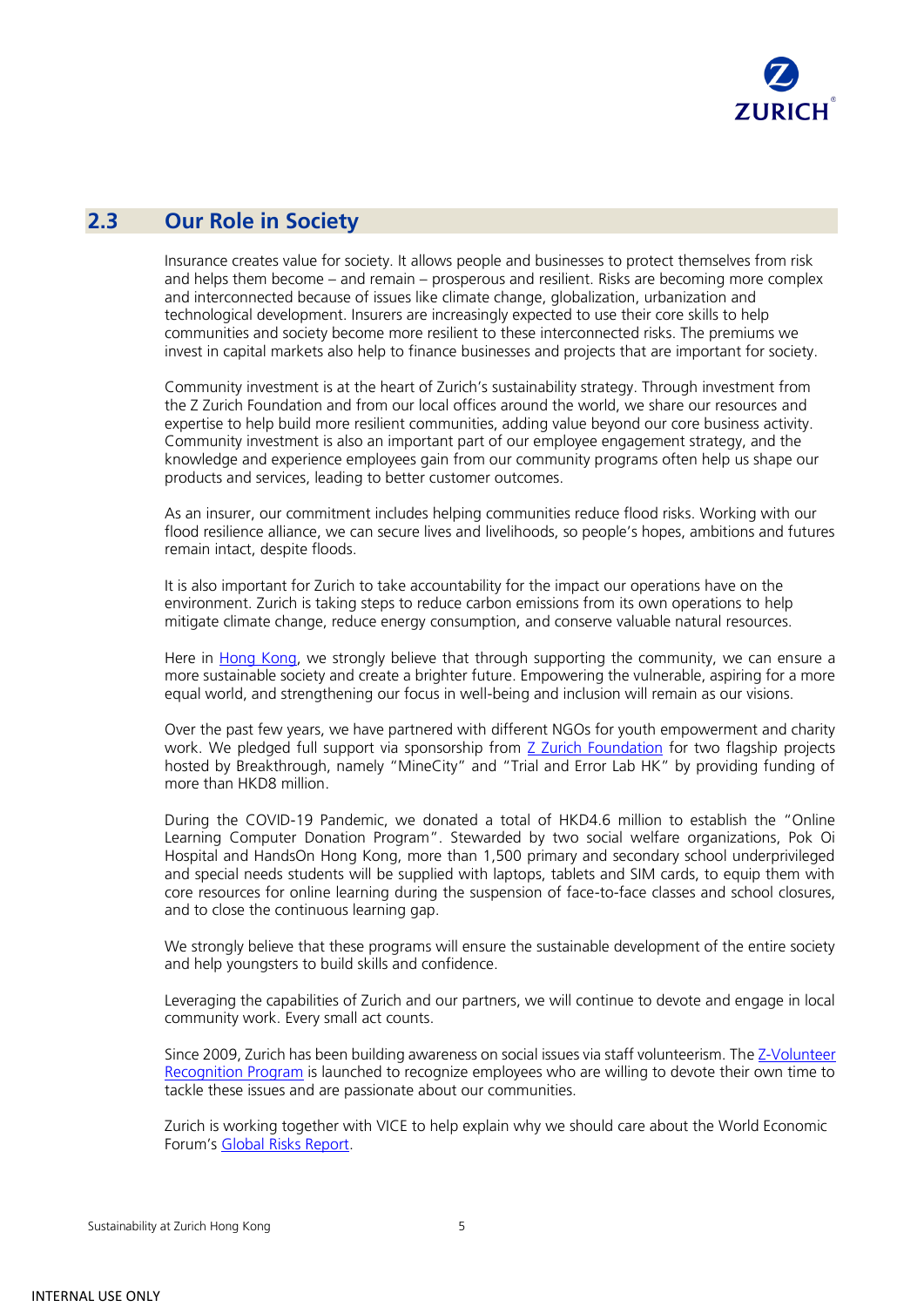## 2.3 Our Role in Society

Insurance creates value for society. It allows people and businesses to protect themselves from risk and helps them become – and remain – prosperous and resilient. Risks are becoming more complex and interconnected because of issues like climate change, globalization, urbanization and technological development. Insurers are increasingly expected to use their core skills to help communities and society become more resilient to these interconnected risks. The premiums we invest in capital markets also help to finance businesses and projects that are important for society.

Community investment is at the heart of Zurich's sustainability strategy. Through investment from the Z Zurich Foundation and from our local offices around the world, we share our resources and expertise to help build more resilient communities, adding value beyond our core business activity. Community investment is also an important part of our employee engagement strategy, and the knowledge and experience employees gain from our community programs often help us shape our products and services, leading to better customer outcomes.

As an insurer, our commitment includes helping communities reduce flood risks. Working with our flood resilience alliance, we can secure lives and livelihoods, so people's hopes, ambitions and futures remain intact, despite floods.

It is also important for Zurich to take accountability for the impact our operations have on the environment. Zurich is taking steps to reduce carbon emissions from its own operations to help mitigate climate change, reduce energy consumption, and conserve valuable natural resources.

Here in Hong Kong, we strongly believe that through supporting the community, we can ensure a more sustainable society and create a brighter future. Empowering the vulnerable, aspiring for a more equal world, and strengthening our focus in well-being and inclusion will remain as our visions.

Over the past few years, we have partnered with different NGOs for youth empowerment and charity work. We pledged full support via sponsorship from Z Zurich Foundation for two flagship projects hosted by Breakthrough, namely "MineCity" and "Trial and Error Lab HK" by providing funding of more than HKD8 million.

During the COVID-19 Pandemic, we donated a total of HKD4.6 million to establish the "Online Learning Computer Donation Program". Stewarded by two social welfare organizations, Pok Oi Hospital and HandsOn Hong Kong, more than 1,500 primary and secondary school underprivileged and special needs students will be supplied with laptops, tablets and SIM cards, to equip them with core resources for online learning during the suspension of face-to-face classes and school closures, and to close the continuous learning gap.

We strongly believe that these programs will ensure the sustainable development of the entire society and help youngsters to build skills and confidence.

Leveraging the capabilities of Zurich and our partners, we will continue to devote and engage in local community work. Every small act counts.

Since 2009, Zurich has been building awareness on social issues via staff volunteerism. The Z-Volunteer Recognition Program is launched to recognize employees who are willing to devote their own time to tackle these issues and are passionate about our communities.

Zurich is working together with VICE to help explain why we should care about the World Economic Forum's Global Risks Report.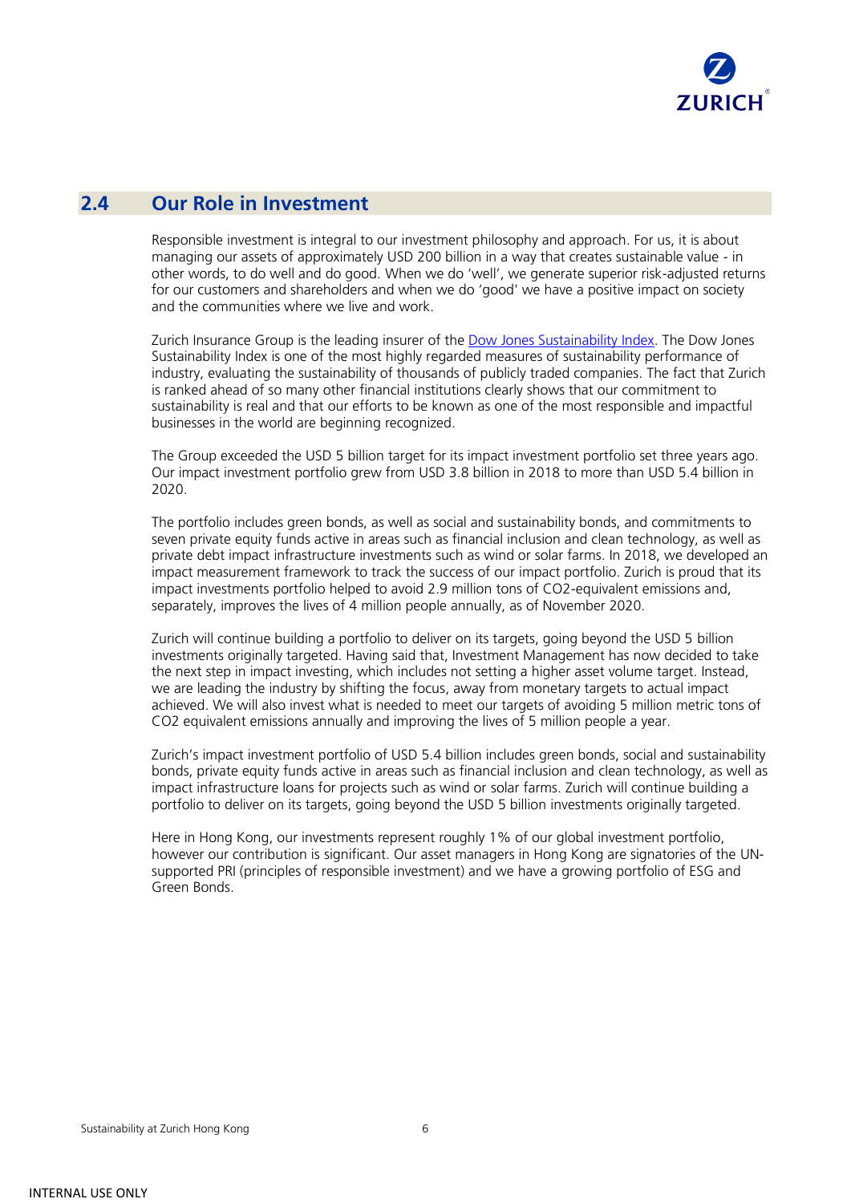## 2.4 Our Role in Investment

Responsible investment is integral to our investment philosophy and approach. For us, it is about managing our assets of approximately USD 200 billion in a way that creates sustainable value - in other words, to do well and do good. When we do 'well', we generate superior risk-adjusted returns for our customers and shareholders and when we do 'good' we have a positive impact on society and the communities where we live and work.

Zurich Insurance Group is the leading insurer of the Dow Jones Sustainability Index. The Dow Jones Sustainability Index is one of the most highly regarded measures of sustainability performance of industry, evaluating the sustainability of thousands of publicly traded companies. The fact that Zurich is ranked ahead of so many other financial institutions clearly shows that our commitment to sustainability is real and that our efforts to be known as one of the most responsible and impactful businesses in the world are beginning recognized.

The Group exceeded the USD 5 billion target for its impact investment portfolio set three years ago. Our impact investment portfolio grew from USD 3.8 billion in 2018 to more than USD 5.4 billion in 2020.

The portfolio includes green bonds, as well as social and sustainability bonds, and commitments to seven private equity funds active in areas such as financial inclusion and clean technology, as well as private debt impact infrastructure investments such as wind or solar farms. In 2018, we developed an impact measurement framework to track the success of our impact portfolio. Zurich is proud that its impact investments portfolio helped to avoid 2.9 million tons of $CO_2$-equivalent emissions and, separately, improves the lives of 4 million people annually, as of November 2020.

Zurich will continue building a portfolio to deliver on its targets, going beyond the USD 5 billion investments originally targeted. Having said that, Investment Management has now decided to take the next step in impact investing, which includes not setting a higher asset volume target. Instead, we are leading the industry by shifting the focus, away from monetary targets to actual impact achieved. We will also invest what is needed to meet our targets of avoiding 5 million metric tons of $CO_2$ equivalent emissions annually and improving the lives of 5 million people a year.

Zurich's impact investment portfolio of USD 5.4 billion includes green bonds, social and sustainability bonds, private equity funds active in areas such as financial inclusion and clean technology, as well as impact infrastructure loans for projects such as wind or solar farms. Zurich will continue building a portfolio to deliver on its targets, going beyond the USD 5 billion investments originally targeted.

Here in Hong Kong, our investments represent roughly 1% of our global investment portfolio, however our contribution is significant. Our asset managers in Hong Kong are signatories of the UN-supported PRI (principles of responsible investment) and we have a growing portfolio of ESG and Green Bonds.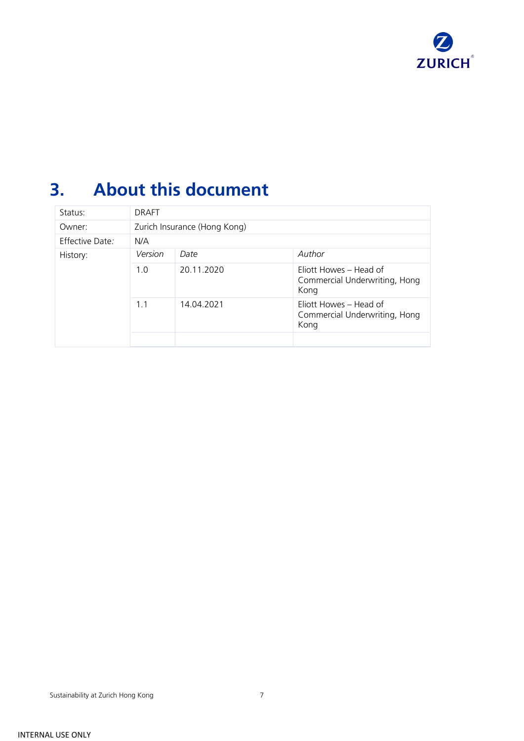# 3. About this document

| | | | |
|---|---|---|---|
| Status: | DRAFT | | |
| Owner: | Zurich Insurance (Hong Kong) | | |
| Effective Date: | N/A | | |
| History: | *Version* | *Date* | *Author* |
| | 1.0 | 20.11.2020 | Eliott Howes – Head of Commercial Underwriting, Hong Kong |
| | 1.1 | 14.04.2021 | Eliott Howes – Head of Commercial Underwriting, Hong Kong |
| | | | |

INTERNAL USE ONLY